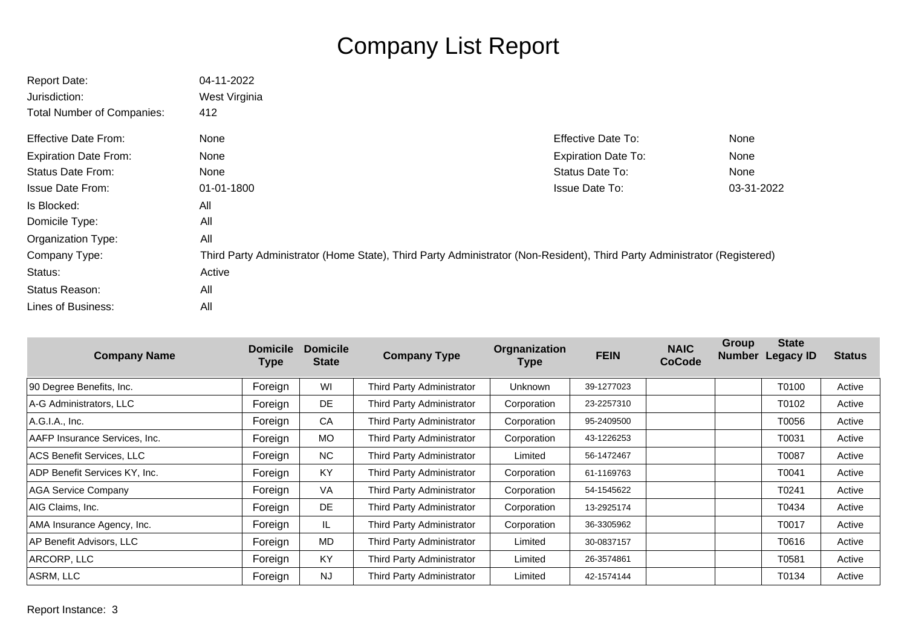# Company List Report

| | | | |
|---|---|---|---|
| Report Date: | 04-11-2022 | | |
| Jurisdiction: | West Virginia | | |
| Total Number of Companies: | 412 | | |
| Effective Date From: | None | Effective Date To: | None |
| Expiration Date From: | None | Expiration Date To: | None |
| Status Date From: | None | Status Date To: | None |
| Issue Date From: | 01-01-1800 | Issue Date To: | 03-31-2022 |
| Is Blocked: | All | | |
| Domicile Type: | All | | |
| Organization Type: | All | | |
| Company Type: | Third Party Administrator (Home State), Third Party Administrator (Non-Resident), Third Party Administrator (Registered) | | |
| Status: | Active | | |
| Status Reason: | All | | |
| Lines of Business: | All | | |

| Company Name | Domicile Type | Domicile State | Company Type | Orgnanization Type | FEIN | NAIC CoCode | Group Number | State Legacy ID | Status |
|---|---|---|---|---|---|---|---|---|---|
| 90 Degree Benefits, Inc. | Foreign | WI | Third Party Administrator | Unknown | 39-1277023 | | | T0100 | Active |
| A-G Administrators, LLC | Foreign | DE | Third Party Administrator | Corporation | 23-2257310 | | | T0102 | Active |
| A.G.I.A., Inc. | Foreign | CA | Third Party Administrator | Corporation | 95-2409500 | | | T0056 | Active |
| AAFP Insurance Services, Inc. | Foreign | MO | Third Party Administrator | Corporation | 43-1226253 | | | T0031 | Active |
| ACS Benefit Services, LLC | Foreign | NC | Third Party Administrator | Limited | 56-1472467 | | | T0087 | Active |
| ADP Benefit Services KY, Inc. | Foreign | KY | Third Party Administrator | Corporation | 61-1169763 | | | T0041 | Active |
| AGA Service Company | Foreign | VA | Third Party Administrator | Corporation | 54-1545622 | | | T0241 | Active |
| AIG Claims, Inc. | Foreign | DE | Third Party Administrator | Corporation | 13-2925174 | | | T0434 | Active |
| AMA Insurance Agency, Inc. | Foreign | IL | Third Party Administrator | Corporation | 36-3305962 | | | T0017 | Active |
| AP Benefit Advisors, LLC | Foreign | MD | Third Party Administrator | Limited | 30-0837157 | | | T0616 | Active |
| ARCORP, LLC | Foreign | KY | Third Party Administrator | Limited | 26-3574861 | | | T0581 | Active |
| ASRM, LLC | Foreign | NJ | Third Party Administrator | Limited | 42-1574144 | | | T0134 | Active |

Report Instance: 3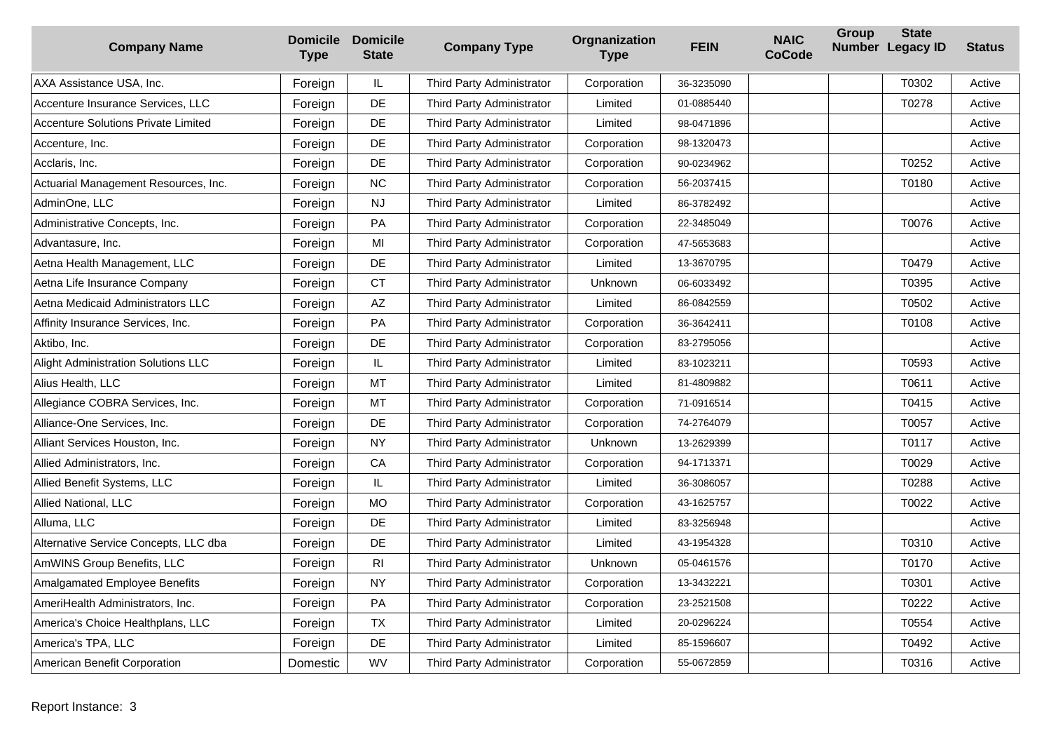| Company Name | Domicile Type | Domicile State | Company Type | Orgnanization Type | FEIN | NAIC CoCode | Group Number | State Legacy ID | Status |
|---|---|---|---|---|---|---|---|---|---|
| AXA Assistance USA, Inc. | Foreign | IL | Third Party Administrator | Corporation | 36-3235090 | | | T0302 | Active |
| Accenture Insurance Services, LLC | Foreign | DE | Third Party Administrator | Limited | 01-0885440 | | | T0278 | Active |
| Accenture Solutions Private Limited | Foreign | DE | Third Party Administrator | Limited | 98-0471896 | | | | Active |
| Accenture, Inc. | Foreign | DE | Third Party Administrator | Corporation | 98-1320473 | | | | Active |
| Acclaris, Inc. | Foreign | DE | Third Party Administrator | Corporation | 90-0234962 | | | T0252 | Active |
| Actuarial Management Resources, Inc. | Foreign | NC | Third Party Administrator | Corporation | 56-2037415 | | | T0180 | Active |
| AdminOne, LLC | Foreign | NJ | Third Party Administrator | Limited | 86-3782492 | | | | Active |
| Administrative Concepts, Inc. | Foreign | PA | Third Party Administrator | Corporation | 22-3485049 | | | T0076 | Active |
| Advantasure, Inc. | Foreign | MI | Third Party Administrator | Corporation | 47-5653683 | | | | Active |
| Aetna Health Management, LLC | Foreign | DE | Third Party Administrator | Limited | 13-3670795 | | | T0479 | Active |
| Aetna Life Insurance Company | Foreign | CT | Third Party Administrator | Unknown | 06-6033492 | | | T0395 | Active |
| Aetna Medicaid Administrators LLC | Foreign | AZ | Third Party Administrator | Limited | 86-0842559 | | | T0502 | Active |
| Affinity Insurance Services, Inc. | Foreign | PA | Third Party Administrator | Corporation | 36-3642411 | | | T0108 | Active |
| Aktibo, Inc. | Foreign | DE | Third Party Administrator | Corporation | 83-2795056 | | | | Active |
| Alight Administration Solutions LLC | Foreign | IL | Third Party Administrator | Limited | 83-1023211 | | | T0593 | Active |
| Alius Health, LLC | Foreign | MT | Third Party Administrator | Limited | 81-4809882 | | | T0611 | Active |
| Allegiance COBRA Services, Inc. | Foreign | MT | Third Party Administrator | Corporation | 71-0916514 | | | T0415 | Active |
| Alliance-One Services, Inc. | Foreign | DE | Third Party Administrator | Corporation | 74-2764079 | | | T0057 | Active |
| Alliant Services Houston, Inc. | Foreign | NY | Third Party Administrator | Unknown | 13-2629399 | | | T0117 | Active |
| Allied Administrators, Inc. | Foreign | CA | Third Party Administrator | Corporation | 94-1713371 | | | T0029 | Active |
| Allied Benefit Systems, LLC | Foreign | IL | Third Party Administrator | Limited | 36-3086057 | | | T0288 | Active |
| Allied National, LLC | Foreign | MO | Third Party Administrator | Corporation | 43-1625757 | | | T0022 | Active |
| Alluma, LLC | Foreign | DE | Third Party Administrator | Limited | 83-3256948 | | | | Active |
| Alternative Service Concepts, LLC dba | Foreign | DE | Third Party Administrator | Limited | 43-1954328 | | | T0310 | Active |
| AmWINS Group Benefits, LLC | Foreign | RI | Third Party Administrator | Unknown | 05-0461576 | | | T0170 | Active |
| Amalgamated Employee Benefits | Foreign | NY | Third Party Administrator | Corporation | 13-3432221 | | | T0301 | Active |
| AmeriHealth Administrators, Inc. | Foreign | PA | Third Party Administrator | Corporation | 23-2521508 | | | T0222 | Active |
| America's Choice Healthplans, LLC | Foreign | TX | Third Party Administrator | Limited | 20-0296224 | | | T0554 | Active |
| America's TPA, LLC | Foreign | DE | Third Party Administrator | Limited | 85-1596607 | | | T0492 | Active |
| American Benefit Corporation | Domestic | WV | Third Party Administrator | Corporation | 55-0672859 | | | T0316 | Active |

Report Instance: 3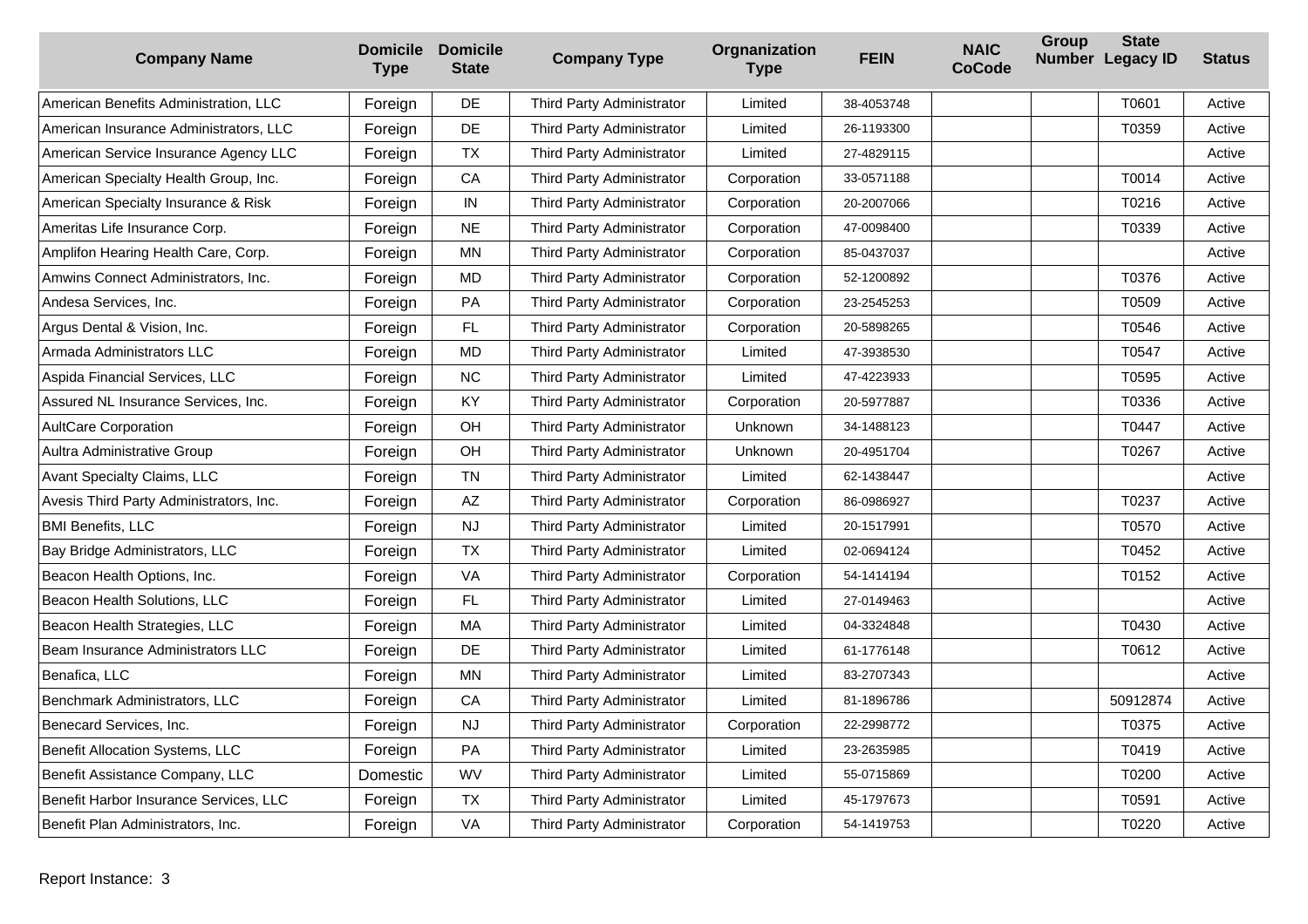| Company Name | Domicile Type | Domicile State | Company Type | Orgnanization Type | FEIN | NAIC CoCode | Group Number | State Legacy ID | Status |
|---|---|---|---|---|---|---|---|---|---|
| American Benefits Administration, LLC | Foreign | DE | Third Party Administrator | Limited | 38-4053748 | | | T0601 | Active |
| American Insurance Administrators, LLC | Foreign | DE | Third Party Administrator | Limited | 26-1193300 | | | T0359 | Active |
| American Service Insurance Agency LLC | Foreign | TX | Third Party Administrator | Limited | 27-4829115 | | | | Active |
| American Specialty Health Group, Inc. | Foreign | CA | Third Party Administrator | Corporation | 33-0571188 | | | T0014 | Active |
| American Specialty Insurance & Risk | Foreign | IN | Third Party Administrator | Corporation | 20-2007066 | | | T0216 | Active |
| Ameritas Life Insurance Corp. | Foreign | NE | Third Party Administrator | Corporation | 47-0098400 | | | T0339 | Active |
| Amplifon Hearing Health Care, Corp. | Foreign | MN | Third Party Administrator | Corporation | 85-0437037 | | | | Active |
| Amwins Connect Administrators, Inc. | Foreign | MD | Third Party Administrator | Corporation | 52-1200892 | | | T0376 | Active |
| Andesa Services, Inc. | Foreign | PA | Third Party Administrator | Corporation | 23-2545253 | | | T0509 | Active |
| Argus Dental & Vision, Inc. | Foreign | FL | Third Party Administrator | Corporation | 20-5898265 | | | T0546 | Active |
| Armada Administrators LLC | Foreign | MD | Third Party Administrator | Limited | 47-3938530 | | | T0547 | Active |
| Aspida Financial Services, LLC | Foreign | NC | Third Party Administrator | Limited | 47-4223933 | | | T0595 | Active |
| Assured NL Insurance Services, Inc. | Foreign | KY | Third Party Administrator | Corporation | 20-5977887 | | | T0336 | Active |
| AultCare Corporation | Foreign | OH | Third Party Administrator | Unknown | 34-1488123 | | | T0447 | Active |
| Aultra Administrative Group | Foreign | OH | Third Party Administrator | Unknown | 20-4951704 | | | T0267 | Active |
| Avant Specialty Claims, LLC | Foreign | TN | Third Party Administrator | Limited | 62-1438447 | | | | Active |
| Avesis Third Party Administrators, Inc. | Foreign | AZ | Third Party Administrator | Corporation | 86-0986927 | | | T0237 | Active |
| BMI Benefits, LLC | Foreign | NJ | Third Party Administrator | Limited | 20-1517991 | | | T0570 | Active |
| Bay Bridge Administrators, LLC | Foreign | TX | Third Party Administrator | Limited | 02-0694124 | | | T0452 | Active |
| Beacon Health Options, Inc. | Foreign | VA | Third Party Administrator | Corporation | 54-1414194 | | | T0152 | Active |
| Beacon Health Solutions, LLC | Foreign | FL | Third Party Administrator | Limited | 27-0149463 | | | | Active |
| Beacon Health Strategies, LLC | Foreign | MA | Third Party Administrator | Limited | 04-3324848 | | | T0430 | Active |
| Beam Insurance Administrators LLC | Foreign | DE | Third Party Administrator | Limited | 61-1776148 | | | T0612 | Active |
| Benafica, LLC | Foreign | MN | Third Party Administrator | Limited | 83-2707343 | | | | Active |
| Benchmark Administrators, LLC | Foreign | CA | Third Party Administrator | Limited | 81-1896786 | | | 50912874 | Active |
| Benecard Services, Inc. | Foreign | NJ | Third Party Administrator | Corporation | 22-2998772 | | | T0375 | Active |
| Benefit Allocation Systems, LLC | Foreign | PA | Third Party Administrator | Limited | 23-2635985 | | | T0419 | Active |
| Benefit Assistance Company, LLC | Domestic | WV | Third Party Administrator | Limited | 55-0715869 | | | T0200 | Active |
| Benefit Harbor Insurance Services, LLC | Foreign | TX | Third Party Administrator | Limited | 45-1797673 | | | T0591 | Active |
| Benefit Plan Administrators, Inc. | Foreign | VA | Third Party Administrator | Corporation | 54-1419753 | | | T0220 | Active |

Report Instance: 3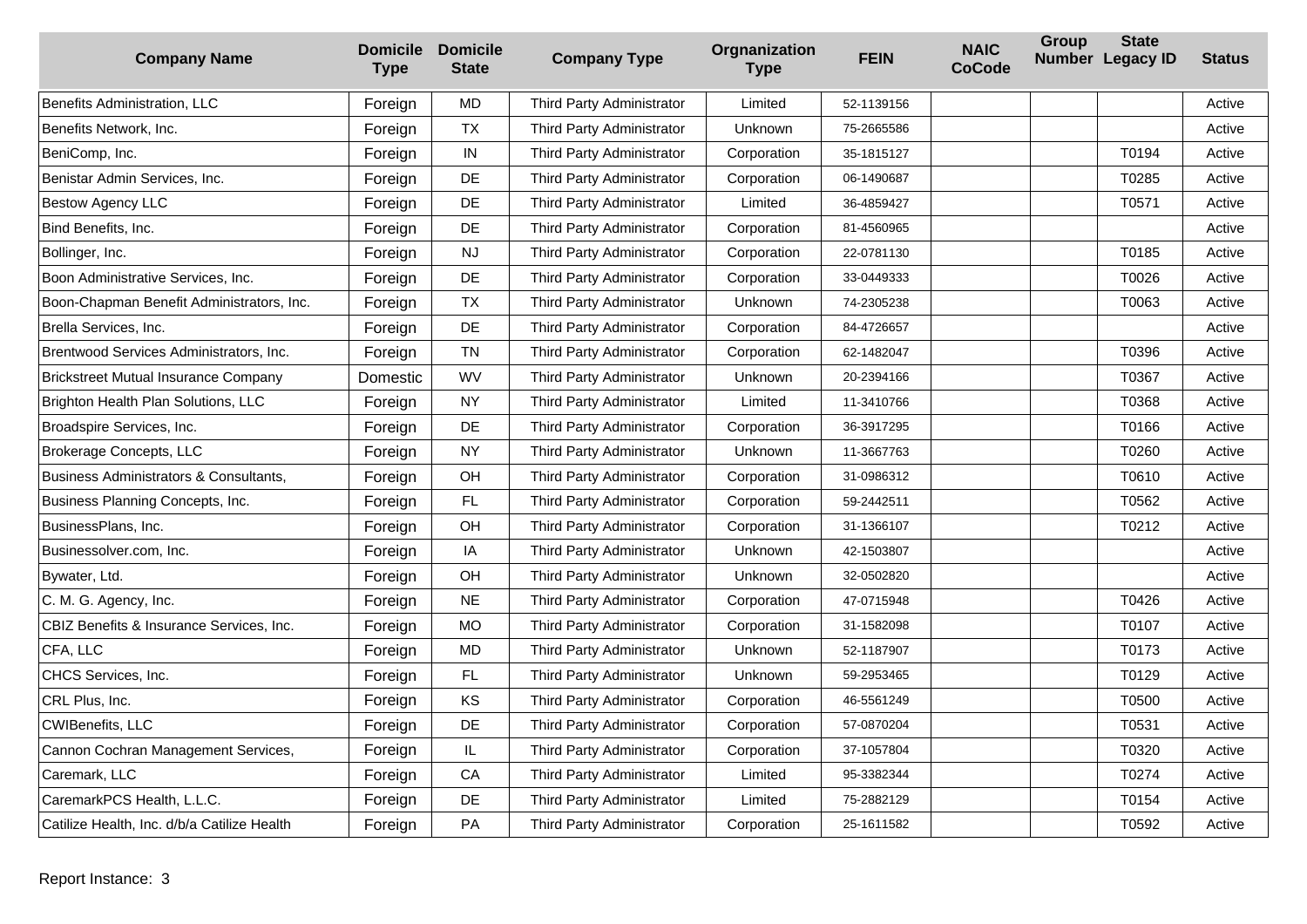| Company Name | Domicile Type | Domicile State | Company Type | Orgnanization Type | FEIN | NAIC CoCode | Group Number | State Legacy ID | Status |
|---|---|---|---|---|---|---|---|---|---|
| Benefits Administration, LLC | Foreign | MD | Third Party Administrator | Limited | 52-1139156 | | | | Active |
| Benefits Network, Inc. | Foreign | TX | Third Party Administrator | Unknown | 75-2665586 | | | | Active |
| BeniComp, Inc. | Foreign | IN | Third Party Administrator | Corporation | 35-1815127 | | | T0194 | Active |
| Benistar Admin Services, Inc. | Foreign | DE | Third Party Administrator | Corporation | 06-1490687 | | | T0285 | Active |
| Bestow Agency LLC | Foreign | DE | Third Party Administrator | Limited | 36-4859427 | | | T0571 | Active |
| Bind Benefits, Inc. | Foreign | DE | Third Party Administrator | Corporation | 81-4560965 | | | | Active |
| Bollinger, Inc. | Foreign | NJ | Third Party Administrator | Corporation | 22-0781130 | | | T0185 | Active |
| Boon Administrative Services, Inc. | Foreign | DE | Third Party Administrator | Corporation | 33-0449333 | | | T0026 | Active |
| Boon-Chapman Benefit Administrators, Inc. | Foreign | TX | Third Party Administrator | Unknown | 74-2305238 | | | T0063 | Active |
| Brella Services, Inc. | Foreign | DE | Third Party Administrator | Corporation | 84-4726657 | | | | Active |
| Brentwood Services Administrators, Inc. | Foreign | TN | Third Party Administrator | Corporation | 62-1482047 | | | T0396 | Active |
| Brickstreet Mutual Insurance Company | Domestic | WV | Third Party Administrator | Unknown | 20-2394166 | | | T0367 | Active |
| Brighton Health Plan Solutions, LLC | Foreign | NY | Third Party Administrator | Limited | 11-3410766 | | | T0368 | Active |
| Broadspire Services, Inc. | Foreign | DE | Third Party Administrator | Corporation | 36-3917295 | | | T0166 | Active |
| Brokerage Concepts, LLC | Foreign | NY | Third Party Administrator | Unknown | 11-3667763 | | | T0260 | Active |
| Business Administrators & Consultants, | Foreign | OH | Third Party Administrator | Corporation | 31-0986312 | | | T0610 | Active |
| Business Planning Concepts, Inc. | Foreign | FL | Third Party Administrator | Corporation | 59-2442511 | | | T0562 | Active |
| BusinessPlans, Inc. | Foreign | OH | Third Party Administrator | Corporation | 31-1366107 | | | T0212 | Active |
| Businessolver.com, Inc. | Foreign | IA | Third Party Administrator | Unknown | 42-1503807 | | | | Active |
| Bywater, Ltd. | Foreign | OH | Third Party Administrator | Unknown | 32-0502820 | | | | Active |
| C. M. G. Agency, Inc. | Foreign | NE | Third Party Administrator | Corporation | 47-0715948 | | | T0426 | Active |
| CBIZ Benefits & Insurance Services, Inc. | Foreign | MO | Third Party Administrator | Corporation | 31-1582098 | | | T0107 | Active |
| CFA, LLC | Foreign | MD | Third Party Administrator | Unknown | 52-1187907 | | | T0173 | Active |
| CHCS Services, Inc. | Foreign | FL | Third Party Administrator | Unknown | 59-2953465 | | | T0129 | Active |
| CRL Plus, Inc. | Foreign | KS | Third Party Administrator | Corporation | 46-5561249 | | | T0500 | Active |
| CWIBenefits, LLC | Foreign | DE | Third Party Administrator | Corporation | 57-0870204 | | | T0531 | Active |
| Cannon Cochran Management Services, | Foreign | IL | Third Party Administrator | Corporation | 37-1057804 | | | T0320 | Active |
| Caremark, LLC | Foreign | CA | Third Party Administrator | Limited | 95-3382344 | | | T0274 | Active |
| CaremarkPCS Health, L.L.C. | Foreign | DE | Third Party Administrator | Limited | 75-2882129 | | | T0154 | Active |
| Catilize Health, Inc. d/b/a Catilize Health | Foreign | PA | Third Party Administrator | Corporation | 25-1611582 | | | T0592 | Active |

Report Instance: 3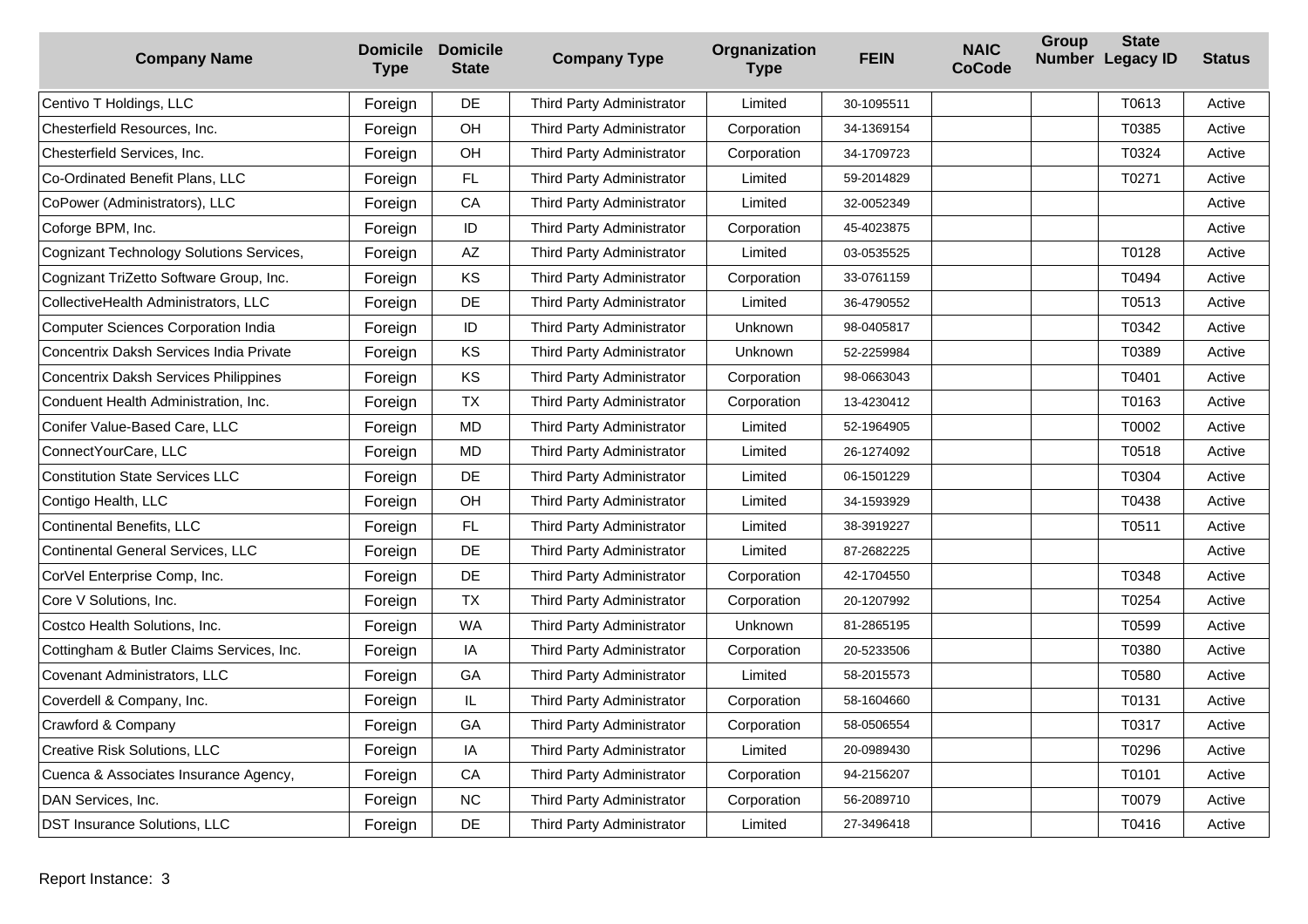| Company Name | Domicile Type | Domicile State | Company Type | Orgnanization Type | FEIN | NAIC CoCode | Group Number | State Legacy ID | Status |
|---|---|---|---|---|---|---|---|---|---|
| Centivo T Holdings, LLC | Foreign | DE | Third Party Administrator | Limited | 30-1095511 | | | T0613 | Active |
| Chesterfield Resources, Inc. | Foreign | OH | Third Party Administrator | Corporation | 34-1369154 | | | T0385 | Active |
| Chesterfield Services, Inc. | Foreign | OH | Third Party Administrator | Corporation | 34-1709723 | | | T0324 | Active |
| Co-Ordinated Benefit Plans, LLC | Foreign | FL | Third Party Administrator | Limited | 59-2014829 | | | T0271 | Active |
| CoPower (Administrators), LLC | Foreign | CA | Third Party Administrator | Limited | 32-0052349 | | | | Active |
| Coforge BPM, Inc. | Foreign | ID | Third Party Administrator | Corporation | 45-4023875 | | | | Active |
| Cognizant Technology Solutions Services, | Foreign | AZ | Third Party Administrator | Limited | 03-0535525 | | | T0128 | Active |
| Cognizant TriZetto Software Group, Inc. | Foreign | KS | Third Party Administrator | Corporation | 33-0761159 | | | T0494 | Active |
| CollectiveHealth Administrators, LLC | Foreign | DE | Third Party Administrator | Limited | 36-4790552 | | | T0513 | Active |
| Computer Sciences Corporation India | Foreign | ID | Third Party Administrator | Unknown | 98-0405817 | | | T0342 | Active |
| Concentrix Daksh Services India Private | Foreign | KS | Third Party Administrator | Unknown | 52-2259984 | | | T0389 | Active |
| Concentrix Daksh Services Philippines | Foreign | KS | Third Party Administrator | Corporation | 98-0663043 | | | T0401 | Active |
| Conduent Health Administration, Inc. | Foreign | TX | Third Party Administrator | Corporation | 13-4230412 | | | T0163 | Active |
| Conifer Value-Based Care, LLC | Foreign | MD | Third Party Administrator | Limited | 52-1964905 | | | T0002 | Active |
| ConnectYourCare, LLC | Foreign | MD | Third Party Administrator | Limited | 26-1274092 | | | T0518 | Active |
| Constitution State Services LLC | Foreign | DE | Third Party Administrator | Limited | 06-1501229 | | | T0304 | Active |
| Contigo Health, LLC | Foreign | OH | Third Party Administrator | Limited | 34-1593929 | | | T0438 | Active |
| Continental Benefits, LLC | Foreign | FL | Third Party Administrator | Limited | 38-3919227 | | | T0511 | Active |
| Continental General Services, LLC | Foreign | DE | Third Party Administrator | Limited | 87-2682225 | | | | Active |
| CorVel Enterprise Comp, Inc. | Foreign | DE | Third Party Administrator | Corporation | 42-1704550 | | | T0348 | Active |
| Core V Solutions, Inc. | Foreign | TX | Third Party Administrator | Corporation | 20-1207992 | | | T0254 | Active |
| Costco Health Solutions, Inc. | Foreign | WA | Third Party Administrator | Unknown | 81-2865195 | | | T0599 | Active |
| Cottingham & Butler Claims Services, Inc. | Foreign | IA | Third Party Administrator | Corporation | 20-5233506 | | | T0380 | Active |
| Covenant Administrators, LLC | Foreign | GA | Third Party Administrator | Limited | 58-2015573 | | | T0580 | Active |
| Coverdell & Company, Inc. | Foreign | IL | Third Party Administrator | Corporation | 58-1604660 | | | T0131 | Active |
| Crawford & Company | Foreign | GA | Third Party Administrator | Corporation | 58-0506554 | | | T0317 | Active |
| Creative Risk Solutions, LLC | Foreign | IA | Third Party Administrator | Limited | 20-0989430 | | | T0296 | Active |
| Cuenca & Associates Insurance Agency, | Foreign | CA | Third Party Administrator | Corporation | 94-2156207 | | | T0101 | Active |
| DAN Services, Inc. | Foreign | NC | Third Party Administrator | Corporation | 56-2089710 | | | T0079 | Active |
| DST Insurance Solutions, LLC | Foreign | DE | Third Party Administrator | Limited | 27-3496418 | | | T0416 | Active |

Report Instance: 3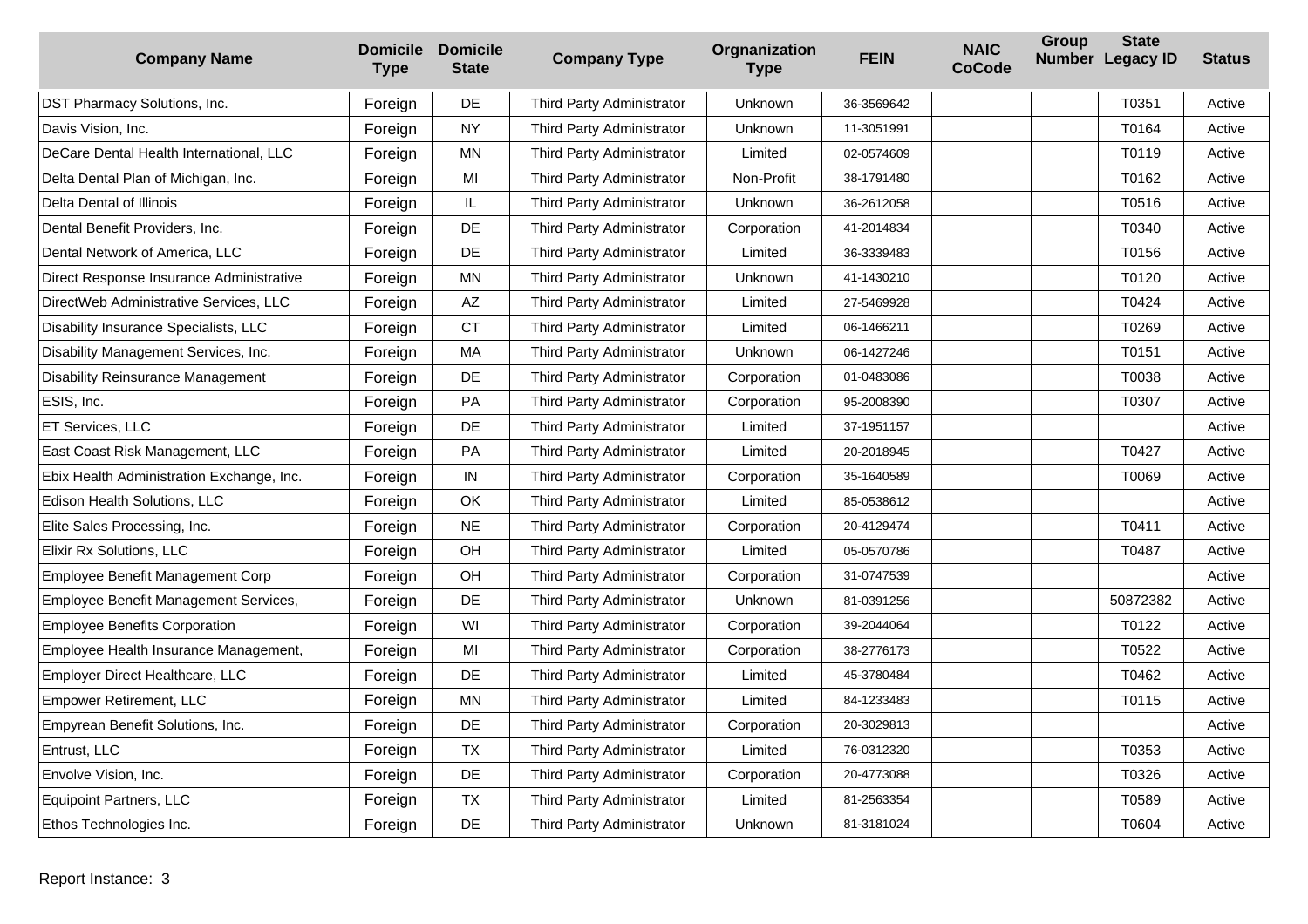| Company Name | Domicile Type | Domicile State | Company Type | Orgnanization Type | FEIN | NAIC CoCode | Group Number | State Legacy ID | Status |
|---|---|---|---|---|---|---|---|---|---|
| DST Pharmacy Solutions, Inc. | Foreign | DE | Third Party Administrator | Unknown | 36-3569642 | | | T0351 | Active |
| Davis Vision, Inc. | Foreign | NY | Third Party Administrator | Unknown | 11-3051991 | | | T0164 | Active |
| DeCare Dental Health International, LLC | Foreign | MN | Third Party Administrator | Limited | 02-0574609 | | | T0119 | Active |
| Delta Dental Plan of Michigan, Inc. | Foreign | MI | Third Party Administrator | Non-Profit | 38-1791480 | | | T0162 | Active |
| Delta Dental of Illinois | Foreign | IL | Third Party Administrator | Unknown | 36-2612058 | | | T0516 | Active |
| Dental Benefit Providers, Inc. | Foreign | DE | Third Party Administrator | Corporation | 41-2014834 | | | T0340 | Active |
| Dental Network of America, LLC | Foreign | DE | Third Party Administrator | Limited | 36-3339483 | | | T0156 | Active |
| Direct Response Insurance Administrative | Foreign | MN | Third Party Administrator | Unknown | 41-1430210 | | | T0120 | Active |
| DirectWeb Administrative Services, LLC | Foreign | AZ | Third Party Administrator | Limited | 27-5469928 | | | T0424 | Active |
| Disability Insurance Specialists, LLC | Foreign | CT | Third Party Administrator | Limited | 06-1466211 | | | T0269 | Active |
| Disability Management Services, Inc. | Foreign | MA | Third Party Administrator | Unknown | 06-1427246 | | | T0151 | Active |
| Disability Reinsurance Management | Foreign | DE | Third Party Administrator | Corporation | 01-0483086 | | | T0038 | Active |
| ESIS, Inc. | Foreign | PA | Third Party Administrator | Corporation | 95-2008390 | | | T0307 | Active |
| ET Services, LLC | Foreign | DE | Third Party Administrator | Limited | 37-1951157 | | | | Active |
| East Coast Risk Management, LLC | Foreign | PA | Third Party Administrator | Limited | 20-2018945 | | | T0427 | Active |
| Ebix Health Administration Exchange, Inc. | Foreign | IN | Third Party Administrator | Corporation | 35-1640589 | | | T0069 | Active |
| Edison Health Solutions, LLC | Foreign | OK | Third Party Administrator | Limited | 85-0538612 | | | | Active |
| Elite Sales Processing, Inc. | Foreign | NE | Third Party Administrator | Corporation | 20-4129474 | | | T0411 | Active |
| Elixir Rx Solutions, LLC | Foreign | OH | Third Party Administrator | Limited | 05-0570786 | | | T0487 | Active |
| Employee Benefit Management Corp | Foreign | OH | Third Party Administrator | Corporation | 31-0747539 | | | | Active |
| Employee Benefit Management Services, | Foreign | DE | Third Party Administrator | Unknown | 81-0391256 | | | 50872382 | Active |
| Employee Benefits Corporation | Foreign | WI | Third Party Administrator | Corporation | 39-2044064 | | | T0122 | Active |
| Employee Health Insurance Management, | Foreign | MI | Third Party Administrator | Corporation | 38-2776173 | | | T0522 | Active |
| Employer Direct Healthcare, LLC | Foreign | DE | Third Party Administrator | Limited | 45-3780484 | | | T0462 | Active |
| Empower Retirement, LLC | Foreign | MN | Third Party Administrator | Limited | 84-1233483 | | | T0115 | Active |
| Empyrean Benefit Solutions, Inc. | Foreign | DE | Third Party Administrator | Corporation | 20-3029813 | | | | Active |
| Entrust, LLC | Foreign | TX | Third Party Administrator | Limited | 76-0312320 | | | T0353 | Active |
| Envolve Vision, Inc. | Foreign | DE | Third Party Administrator | Corporation | 20-4773088 | | | T0326 | Active |
| Equipoint Partners, LLC | Foreign | TX | Third Party Administrator | Limited | 81-2563354 | | | T0589 | Active |
| Ethos Technologies Inc. | Foreign | DE | Third Party Administrator | Unknown | 81-3181024 | | | T0604 | Active |

Report Instance: 3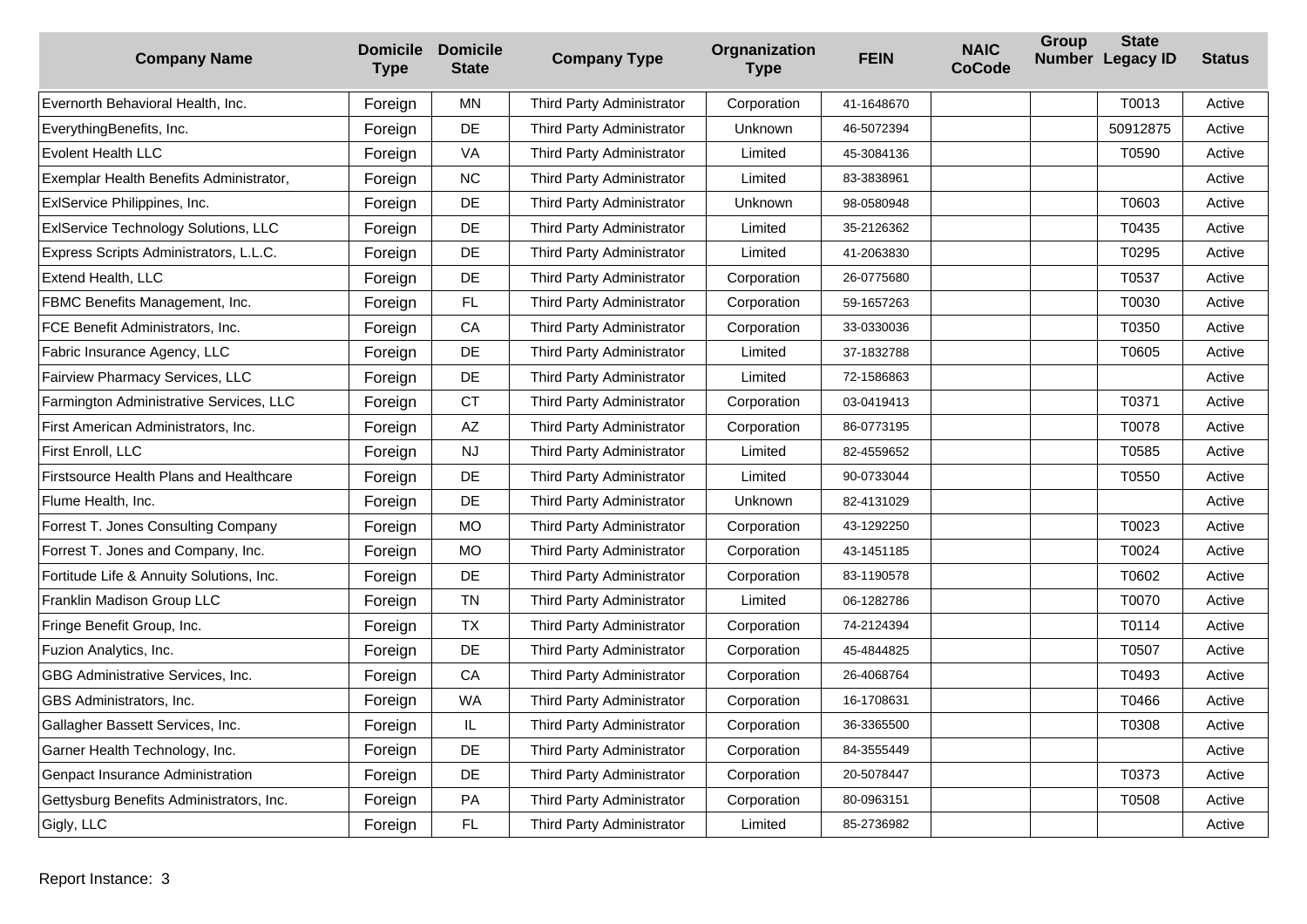| Company Name | Domicile Type | Domicile State | Company Type | Orgnanization Type | FEIN | NAIC CoCode | Group Number | State Legacy ID | Status |
|---|---|---|---|---|---|---|---|---|---|
| Evernorth Behavioral Health, Inc. | Foreign | MN | Third Party Administrator | Corporation | 41-1648670 | | | T0013 | Active |
| EverythingBenefits, Inc. | Foreign | DE | Third Party Administrator | Unknown | 46-5072394 | | | 50912875 | Active |
| Evolent Health LLC | Foreign | VA | Third Party Administrator | Limited | 45-3084136 | | | T0590 | Active |
| Exemplar Health Benefits Administrator, | Foreign | NC | Third Party Administrator | Limited | 83-3838961 | | | | Active |
| ExlService Philippines, Inc. | Foreign | DE | Third Party Administrator | Unknown | 98-0580948 | | | T0603 | Active |
| ExlService Technology Solutions, LLC | Foreign | DE | Third Party Administrator | Limited | 35-2126362 | | | T0435 | Active |
| Express Scripts Administrators, L.L.C. | Foreign | DE | Third Party Administrator | Limited | 41-2063830 | | | T0295 | Active |
| Extend Health, LLC | Foreign | DE | Third Party Administrator | Corporation | 26-0775680 | | | T0537 | Active |
| FBMC Benefits Management, Inc. | Foreign | FL | Third Party Administrator | Corporation | 59-1657263 | | | T0030 | Active |
| FCE Benefit Administrators, Inc. | Foreign | CA | Third Party Administrator | Corporation | 33-0330036 | | | T0350 | Active |
| Fabric Insurance Agency, LLC | Foreign | DE | Third Party Administrator | Limited | 37-1832788 | | | T0605 | Active |
| Fairview Pharmacy Services, LLC | Foreign | DE | Third Party Administrator | Limited | 72-1586863 | | | | Active |
| Farmington Administrative Services, LLC | Foreign | CT | Third Party Administrator | Corporation | 03-0419413 | | | T0371 | Active |
| First American Administrators, Inc. | Foreign | AZ | Third Party Administrator | Corporation | 86-0773195 | | | T0078 | Active |
| First Enroll, LLC | Foreign | NJ | Third Party Administrator | Limited | 82-4559652 | | | T0585 | Active |
| Firstsource Health Plans and Healthcare | Foreign | DE | Third Party Administrator | Limited | 90-0733044 | | | T0550 | Active |
| Flume Health, Inc. | Foreign | DE | Third Party Administrator | Unknown | 82-4131029 | | | | Active |
| Forrest T. Jones Consulting Company | Foreign | MO | Third Party Administrator | Corporation | 43-1292250 | | | T0023 | Active |
| Forrest T. Jones and Company, Inc. | Foreign | MO | Third Party Administrator | Corporation | 43-1451185 | | | T0024 | Active |
| Fortitude Life & Annuity Solutions, Inc. | Foreign | DE | Third Party Administrator | Corporation | 83-1190578 | | | T0602 | Active |
| Franklin Madison Group LLC | Foreign | TN | Third Party Administrator | Limited | 06-1282786 | | | T0070 | Active |
| Fringe Benefit Group, Inc. | Foreign | TX | Third Party Administrator | Corporation | 74-2124394 | | | T0114 | Active |
| Fuzion Analytics, Inc. | Foreign | DE | Third Party Administrator | Corporation | 45-4844825 | | | T0507 | Active |
| GBG Administrative Services, Inc. | Foreign | CA | Third Party Administrator | Corporation | 26-4068764 | | | T0493 | Active |
| GBS Administrators, Inc. | Foreign | WA | Third Party Administrator | Corporation | 16-1708631 | | | T0466 | Active |
| Gallagher Bassett Services, Inc. | Foreign | IL | Third Party Administrator | Corporation | 36-3365500 | | | T0308 | Active |
| Garner Health Technology, Inc. | Foreign | DE | Third Party Administrator | Corporation | 84-3555449 | | | | Active |
| Genpact Insurance Administration | Foreign | DE | Third Party Administrator | Corporation | 20-5078447 | | | T0373 | Active |
| Gettysburg Benefits Administrators, Inc. | Foreign | PA | Third Party Administrator | Corporation | 80-0963151 | | | T0508 | Active |
| Gigly, LLC | Foreign | FL | Third Party Administrator | Limited | 85-2736982 | | | | Active |

Report Instance: 3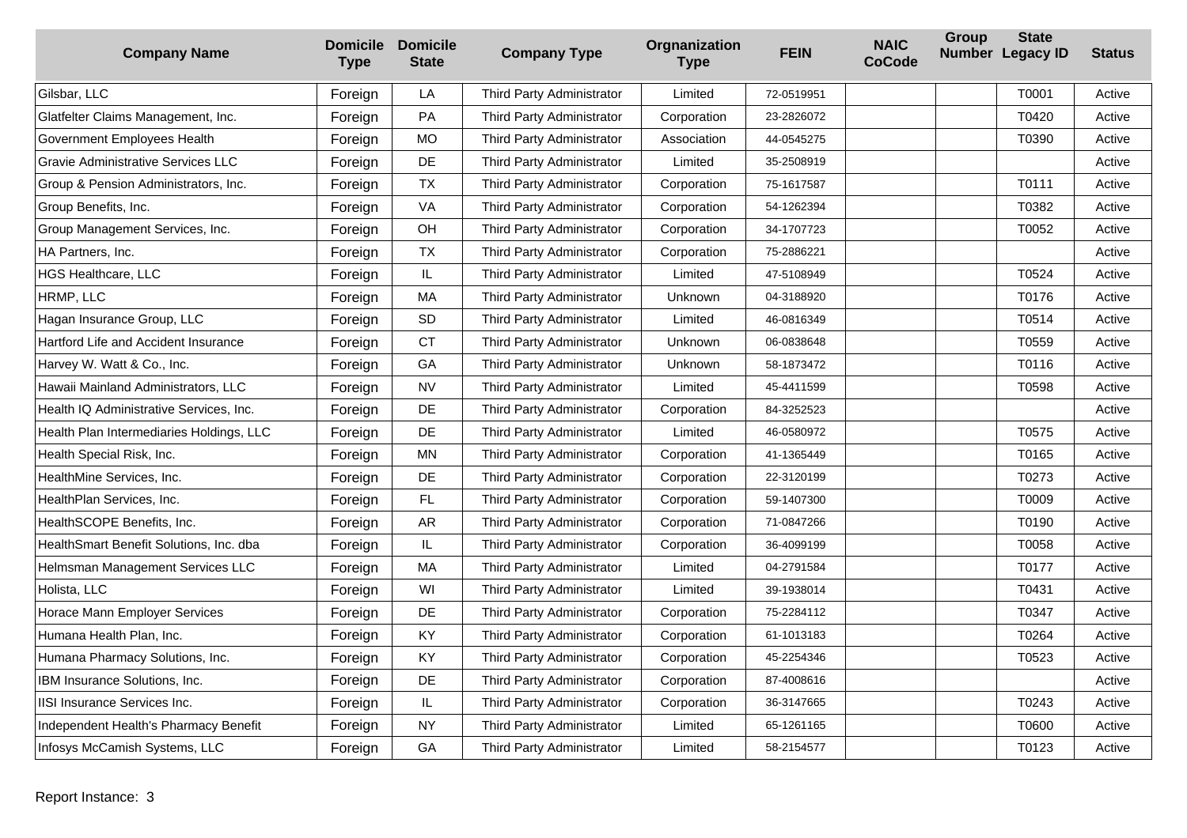| Company Name | Domicile Type | Domicile State | Company Type | Orgnanization Type | FEIN | NAIC CoCode | Group Number | State Legacy ID | Status |
|---|---|---|---|---|---|---|---|---|---|
| Gilsbar, LLC | Foreign | LA | Third Party Administrator | Limited | 72-0519951 | | | T0001 | Active |
| Glatfelter Claims Management, Inc. | Foreign | PA | Third Party Administrator | Corporation | 23-2826072 | | | T0420 | Active |
| Government Employees Health | Foreign | MO | Third Party Administrator | Association | 44-0545275 | | | T0390 | Active |
| Gravie Administrative Services LLC | Foreign | DE | Third Party Administrator | Limited | 35-2508919 | | | | Active |
| Group & Pension Administrators, Inc. | Foreign | TX | Third Party Administrator | Corporation | 75-1617587 | | | T0111 | Active |
| Group Benefits, Inc. | Foreign | VA | Third Party Administrator | Corporation | 54-1262394 | | | T0382 | Active |
| Group Management Services, Inc. | Foreign | OH | Third Party Administrator | Corporation | 34-1707723 | | | T0052 | Active |
| HA Partners, Inc. | Foreign | TX | Third Party Administrator | Corporation | 75-2886221 | | | | Active |
| HGS Healthcare, LLC | Foreign | IL | Third Party Administrator | Limited | 47-5108949 | | | T0524 | Active |
| HRMP, LLC | Foreign | MA | Third Party Administrator | Unknown | 04-3188920 | | | T0176 | Active |
| Hagan Insurance Group, LLC | Foreign | SD | Third Party Administrator | Limited | 46-0816349 | | | T0514 | Active |
| Hartford Life and Accident Insurance | Foreign | CT | Third Party Administrator | Unknown | 06-0838648 | | | T0559 | Active |
| Harvey W. Watt & Co., Inc. | Foreign | GA | Third Party Administrator | Unknown | 58-1873472 | | | T0116 | Active |
| Hawaii Mainland Administrators, LLC | Foreign | NV | Third Party Administrator | Limited | 45-4411599 | | | T0598 | Active |
| Health IQ Administrative Services, Inc. | Foreign | DE | Third Party Administrator | Corporation | 84-3252523 | | | | Active |
| Health Plan Intermediaries Holdings, LLC | Foreign | DE | Third Party Administrator | Limited | 46-0580972 | | | T0575 | Active |
| Health Special Risk, Inc. | Foreign | MN | Third Party Administrator | Corporation | 41-1365449 | | | T0165 | Active |
| HealthMine Services, Inc. | Foreign | DE | Third Party Administrator | Corporation | 22-3120199 | | | T0273 | Active |
| HealthPlan Services, Inc. | Foreign | FL | Third Party Administrator | Corporation | 59-1407300 | | | T0009 | Active |
| HealthSCOPE Benefits, Inc. | Foreign | AR | Third Party Administrator | Corporation | 71-0847266 | | | T0190 | Active |
| HealthSmart Benefit Solutions, Inc. dba | Foreign | IL | Third Party Administrator | Corporation | 36-4099199 | | | T0058 | Active |
| Helmsman Management Services LLC | Foreign | MA | Third Party Administrator | Limited | 04-2791584 | | | T0177 | Active |
| Holista, LLC | Foreign | WI | Third Party Administrator | Limited | 39-1938014 | | | T0431 | Active |
| Horace Mann Employer Services | Foreign | DE | Third Party Administrator | Corporation | 75-2284112 | | | T0347 | Active |
| Humana Health Plan, Inc. | Foreign | KY | Third Party Administrator | Corporation | 61-1013183 | | | T0264 | Active |
| Humana Pharmacy Solutions, Inc. | Foreign | KY | Third Party Administrator | Corporation | 45-2254346 | | | T0523 | Active |
| IBM Insurance Solutions, Inc. | Foreign | DE | Third Party Administrator | Corporation | 87-4008616 | | | | Active |
| IISI Insurance Services Inc. | Foreign | IL | Third Party Administrator | Corporation | 36-3147665 | | | T0243 | Active |
| Independent Health's Pharmacy Benefit | Foreign | NY | Third Party Administrator | Limited | 65-1261165 | | | T0600 | Active |
| Infosys McCamish Systems, LLC | Foreign | GA | Third Party Administrator | Limited | 58-2154577 | | | T0123 | Active |

Report Instance: 3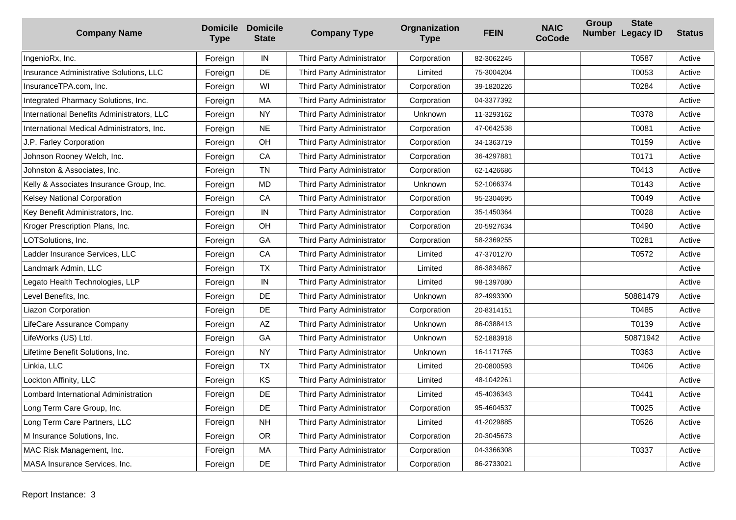| Company Name | Domicile Type | Domicile State | Company Type | Orgnanization Type | FEIN | NAIC CoCode | Group Number | State Legacy ID | Status |
|---|---|---|---|---|---|---|---|---|---|
| IngenioRx, Inc. | Foreign | IN | Third Party Administrator | Corporation | 82-3062245 | | | T0587 | Active |
| Insurance Administrative Solutions, LLC | Foreign | DE | Third Party Administrator | Limited | 75-3004204 | | | T0053 | Active |
| InsuranceTPA.com, Inc. | Foreign | WI | Third Party Administrator | Corporation | 39-1820226 | | | T0284 | Active |
| Integrated Pharmacy Solutions, Inc. | Foreign | MA | Third Party Administrator | Corporation | 04-3377392 | | | | Active |
| International Benefits Administrators, LLC | Foreign | NY | Third Party Administrator | Unknown | 11-3293162 | | | T0378 | Active |
| International Medical Administrators, Inc. | Foreign | NE | Third Party Administrator | Corporation | 47-0642538 | | | T0081 | Active |
| J.P. Farley Corporation | Foreign | OH | Third Party Administrator | Corporation | 34-1363719 | | | T0159 | Active |
| Johnson Rooney Welch, Inc. | Foreign | CA | Third Party Administrator | Corporation | 36-4297881 | | | T0171 | Active |
| Johnston & Associates, Inc. | Foreign | TN | Third Party Administrator | Corporation | 62-1426686 | | | T0413 | Active |
| Kelly & Associates Insurance Group, Inc. | Foreign | MD | Third Party Administrator | Unknown | 52-1066374 | | | T0143 | Active |
| Kelsey National Corporation | Foreign | CA | Third Party Administrator | Corporation | 95-2304695 | | | T0049 | Active |
| Key Benefit Administrators, Inc. | Foreign | IN | Third Party Administrator | Corporation | 35-1450364 | | | T0028 | Active |
| Kroger Prescription Plans, Inc. | Foreign | OH | Third Party Administrator | Corporation | 20-5927634 | | | T0490 | Active |
| LOTSolutions, Inc. | Foreign | GA | Third Party Administrator | Corporation | 58-2369255 | | | T0281 | Active |
| Ladder Insurance Services, LLC | Foreign | CA | Third Party Administrator | Limited | 47-3701270 | | | T0572 | Active |
| Landmark Admin, LLC | Foreign | TX | Third Party Administrator | Limited | 86-3834867 | | | | Active |
| Legato Health Technologies, LLP | Foreign | IN | Third Party Administrator | Limited | 98-1397080 | | | | Active |
| Level Benefits, Inc. | Foreign | DE | Third Party Administrator | Unknown | 82-4993300 | | | 50881479 | Active |
| Liazon Corporation | Foreign | DE | Third Party Administrator | Corporation | 20-8314151 | | | T0485 | Active |
| LifeCare Assurance Company | Foreign | AZ | Third Party Administrator | Unknown | 86-0388413 | | | T0139 | Active |
| LifeWorks (US) Ltd. | Foreign | GA | Third Party Administrator | Unknown | 52-1883918 | | | 50871942 | Active |
| Lifetime Benefit Solutions, Inc. | Foreign | NY | Third Party Administrator | Unknown | 16-1171765 | | | T0363 | Active |
| Linkia, LLC | Foreign | TX | Third Party Administrator | Limited | 20-0800593 | | | T0406 | Active |
| Lockton Affinity, LLC | Foreign | KS | Third Party Administrator | Limited | 48-1042261 | | | | Active |
| Lombard International Administration | Foreign | DE | Third Party Administrator | Limited | 45-4036343 | | | T0441 | Active |
| Long Term Care Group, Inc. | Foreign | DE | Third Party Administrator | Corporation | 95-4604537 | | | T0025 | Active |
| Long Term Care Partners, LLC | Foreign | NH | Third Party Administrator | Limited | 41-2029885 | | | T0526 | Active |
| M Insurance Solutions, Inc. | Foreign | OR | Third Party Administrator | Corporation | 20-3045673 | | | | Active |
| MAC Risk Management, Inc. | Foreign | MA | Third Party Administrator | Corporation | 04-3366308 | | | T0337 | Active |
| MASA Insurance Services, Inc. | Foreign | DE | Third Party Administrator | Corporation | 86-2733021 | | | | Active |

Report Instance: 3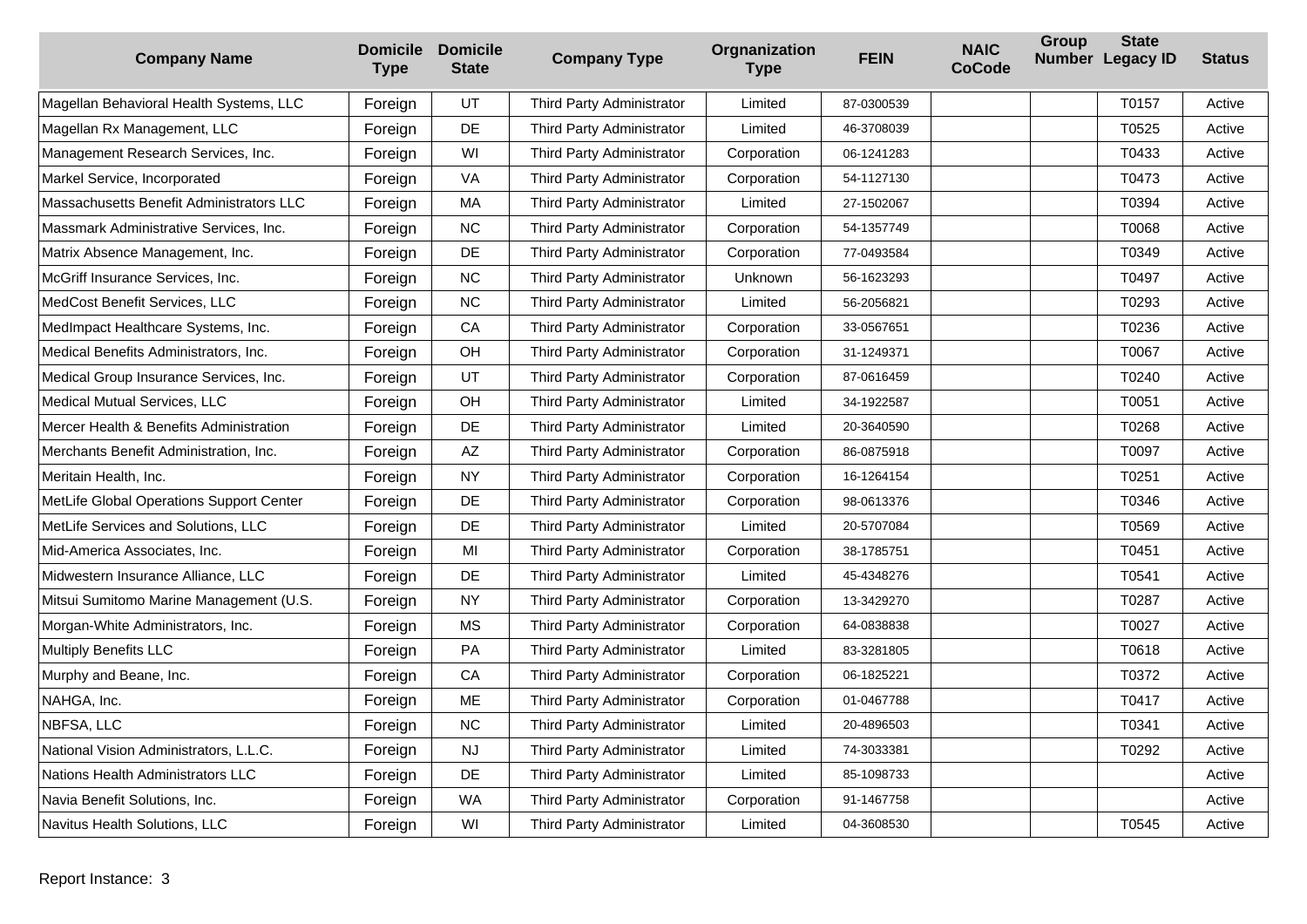| Company Name | Domicile Type | Domicile State | Company Type | Orgnanization Type | FEIN | NAIC CoCode | Group Number | State Legacy ID | Status |
|---|---|---|---|---|---|---|---|---|---|
| Magellan Behavioral Health Systems, LLC | Foreign | UT | Third Party Administrator | Limited | 87-0300539 | | | T0157 | Active |
| Magellan Rx Management, LLC | Foreign | DE | Third Party Administrator | Limited | 46-3708039 | | | T0525 | Active |
| Management Research Services, Inc. | Foreign | WI | Third Party Administrator | Corporation | 06-1241283 | | | T0433 | Active |
| Markel Service, Incorporated | Foreign | VA | Third Party Administrator | Corporation | 54-1127130 | | | T0473 | Active |
| Massachusetts Benefit Administrators LLC | Foreign | MA | Third Party Administrator | Limited | 27-1502067 | | | T0394 | Active |
| Massmark Administrative Services, Inc. | Foreign | NC | Third Party Administrator | Corporation | 54-1357749 | | | T0068 | Active |
| Matrix Absence Management, Inc. | Foreign | DE | Third Party Administrator | Corporation | 77-0493584 | | | T0349 | Active |
| McGriff Insurance Services, Inc. | Foreign | NC | Third Party Administrator | Unknown | 56-1623293 | | | T0497 | Active |
| MedCost Benefit Services, LLC | Foreign | NC | Third Party Administrator | Limited | 56-2056821 | | | T0293 | Active |
| MedImpact Healthcare Systems, Inc. | Foreign | CA | Third Party Administrator | Corporation | 33-0567651 | | | T0236 | Active |
| Medical Benefits Administrators, Inc. | Foreign | OH | Third Party Administrator | Corporation | 31-1249371 | | | T0067 | Active |
| Medical Group Insurance Services, Inc. | Foreign | UT | Third Party Administrator | Corporation | 87-0616459 | | | T0240 | Active |
| Medical Mutual Services, LLC | Foreign | OH | Third Party Administrator | Limited | 34-1922587 | | | T0051 | Active |
| Mercer Health & Benefits Administration | Foreign | DE | Third Party Administrator | Limited | 20-3640590 | | | T0268 | Active |
| Merchants Benefit Administration, Inc. | Foreign | AZ | Third Party Administrator | Corporation | 86-0875918 | | | T0097 | Active |
| Meritain Health, Inc. | Foreign | NY | Third Party Administrator | Corporation | 16-1264154 | | | T0251 | Active |
| MetLife Global Operations Support Center | Foreign | DE | Third Party Administrator | Corporation | 98-0613376 | | | T0346 | Active |
| MetLife Services and Solutions, LLC | Foreign | DE | Third Party Administrator | Limited | 20-5707084 | | | T0569 | Active |
| Mid-America Associates, Inc. | Foreign | MI | Third Party Administrator | Corporation | 38-1785751 | | | T0451 | Active |
| Midwestern Insurance Alliance, LLC | Foreign | DE | Third Party Administrator | Limited | 45-4348276 | | | T0541 | Active |
| Mitsui Sumitomo Marine Management (U.S. | Foreign | NY | Third Party Administrator | Corporation | 13-3429270 | | | T0287 | Active |
| Morgan-White Administrators, Inc. | Foreign | MS | Third Party Administrator | Corporation | 64-0838838 | | | T0027 | Active |
| Multiply Benefits LLC | Foreign | PA | Third Party Administrator | Limited | 83-3281805 | | | T0618 | Active |
| Murphy and Beane, Inc. | Foreign | CA | Third Party Administrator | Corporation | 06-1825221 | | | T0372 | Active |
| NAHGA, Inc. | Foreign | ME | Third Party Administrator | Corporation | 01-0467788 | | | T0417 | Active |
| NBFSA, LLC | Foreign | NC | Third Party Administrator | Limited | 20-4896503 | | | T0341 | Active |
| National Vision Administrators, L.L.C. | Foreign | NJ | Third Party Administrator | Limited | 74-3033381 | | | T0292 | Active |
| Nations Health Administrators LLC | Foreign | DE | Third Party Administrator | Limited | 85-1098733 | | | | Active |
| Navia Benefit Solutions, Inc. | Foreign | WA | Third Party Administrator | Corporation | 91-1467758 | | | | Active |
| Navitus Health Solutions, LLC | Foreign | WI | Third Party Administrator | Limited | 04-3608530 | | | T0545 | Active |

Report Instance: 3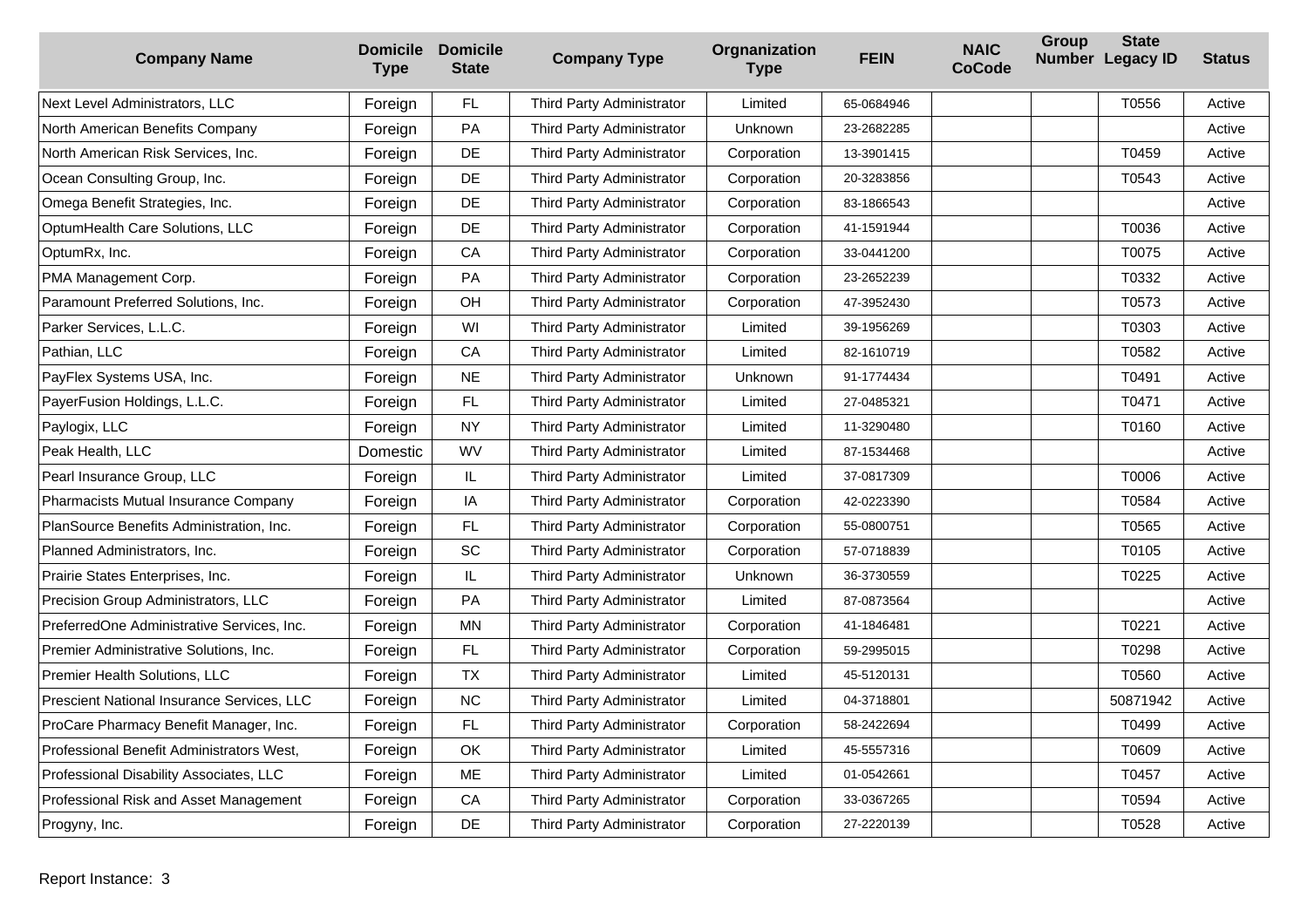| Company Name | Domicile Type | Domicile State | Company Type | Orgnanization Type | FEIN | NAIC CoCode | Group Number | State Legacy ID | Status |
|---|---|---|---|---|---|---|---|---|---|
| Next Level Administrators, LLC | Foreign | FL | Third Party Administrator | Limited | 65-0684946 | | | T0556 | Active |
| North American Benefits Company | Foreign | PA | Third Party Administrator | Unknown | 23-2682285 | | | | Active |
| North American Risk Services, Inc. | Foreign | DE | Third Party Administrator | Corporation | 13-3901415 | | | T0459 | Active |
| Ocean Consulting Group, Inc. | Foreign | DE | Third Party Administrator | Corporation | 20-3283856 | | | T0543 | Active |
| Omega Benefit Strategies, Inc. | Foreign | DE | Third Party Administrator | Corporation | 83-1866543 | | | | Active |
| OptumHealth Care Solutions, LLC | Foreign | DE | Third Party Administrator | Corporation | 41-1591944 | | | T0036 | Active |
| OptumRx, Inc. | Foreign | CA | Third Party Administrator | Corporation | 33-0441200 | | | T0075 | Active |
| PMA Management Corp. | Foreign | PA | Third Party Administrator | Corporation | 23-2652239 | | | T0332 | Active |
| Paramount Preferred Solutions, Inc. | Foreign | OH | Third Party Administrator | Corporation | 47-3952430 | | | T0573 | Active |
| Parker Services, L.L.C. | Foreign | WI | Third Party Administrator | Limited | 39-1956269 | | | T0303 | Active |
| Pathian, LLC | Foreign | CA | Third Party Administrator | Limited | 82-1610719 | | | T0582 | Active |
| PayFlex Systems USA, Inc. | Foreign | NE | Third Party Administrator | Unknown | 91-1774434 | | | T0491 | Active |
| PayerFusion Holdings, L.L.C. | Foreign | FL | Third Party Administrator | Limited | 27-0485321 | | | T0471 | Active |
| Paylogix, LLC | Foreign | NY | Third Party Administrator | Limited | 11-3290480 | | | T0160 | Active |
| Peak Health, LLC | Domestic | WV | Third Party Administrator | Limited | 87-1534468 | | | | Active |
| Pearl Insurance Group, LLC | Foreign | IL | Third Party Administrator | Limited | 37-0817309 | | | T0006 | Active |
| Pharmacists Mutual Insurance Company | Foreign | IA | Third Party Administrator | Corporation | 42-0223390 | | | T0584 | Active |
| PlanSource Benefits Administration, Inc. | Foreign | FL | Third Party Administrator | Corporation | 55-0800751 | | | T0565 | Active |
| Planned Administrators, Inc. | Foreign | SC | Third Party Administrator | Corporation | 57-0718839 | | | T0105 | Active |
| Prairie States Enterprises, Inc. | Foreign | IL | Third Party Administrator | Unknown | 36-3730559 | | | T0225 | Active |
| Precision Group Administrators, LLC | Foreign | PA | Third Party Administrator | Limited | 87-0873564 | | | | Active |
| PreferredOne Administrative Services, Inc. | Foreign | MN | Third Party Administrator | Corporation | 41-1846481 | | | T0221 | Active |
| Premier Administrative Solutions, Inc. | Foreign | FL | Third Party Administrator | Corporation | 59-2995015 | | | T0298 | Active |
| Premier Health Solutions, LLC | Foreign | TX | Third Party Administrator | Limited | 45-5120131 | | | T0560 | Active |
| Prescient National Insurance Services, LLC | Foreign | NC | Third Party Administrator | Limited | 04-3718801 | | | 50871942 | Active |
| ProCare Pharmacy Benefit Manager, Inc. | Foreign | FL | Third Party Administrator | Corporation | 58-2422694 | | | T0499 | Active |
| Professional Benefit Administrators West, | Foreign | OK | Third Party Administrator | Limited | 45-5557316 | | | T0609 | Active |
| Professional Disability Associates, LLC | Foreign | ME | Third Party Administrator | Limited | 01-0542661 | | | T0457 | Active |
| Professional Risk and Asset Management | Foreign | CA | Third Party Administrator | Corporation | 33-0367265 | | | T0594 | Active |
| Progyny, Inc. | Foreign | DE | Third Party Administrator | Corporation | 27-2220139 | | | T0528 | Active |

Report Instance: 3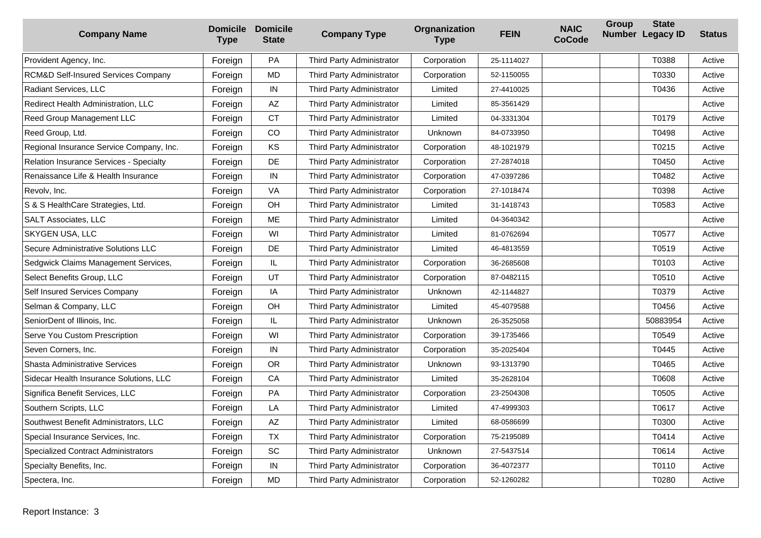| Company Name | Domicile Type | Domicile State | Company Type | Orgnanization Type | FEIN | NAIC CoCode | Group Number | State Legacy ID | Status |
| --- | --- | --- | --- | --- | --- | --- | --- | --- | --- |
| Provident Agency, Inc. | Foreign | PA | Third Party Administrator | Corporation | 25-1114027 | | | T0388 | Active |
| RCM&D Self-Insured Services Company | Foreign | MD | Third Party Administrator | Corporation | 52-1150055 | | | T0330 | Active |
| Radiant Services, LLC | Foreign | IN | Third Party Administrator | Limited | 27-4410025 | | | T0436 | Active |
| Redirect Health Administration, LLC | Foreign | AZ | Third Party Administrator | Limited | 85-3561429 | | | | Active |
| Reed Group Management LLC | Foreign | CT | Third Party Administrator | Limited | 04-3331304 | | | T0179 | Active |
| Reed Group, Ltd. | Foreign | CO | Third Party Administrator | Unknown | 84-0733950 | | | T0498 | Active |
| Regional Insurance Service Company, Inc. | Foreign | KS | Third Party Administrator | Corporation | 48-1021979 | | | T0215 | Active |
| Relation Insurance Services - Specialty | Foreign | DE | Third Party Administrator | Corporation | 27-2874018 | | | T0450 | Active |
| Renaissance Life & Health Insurance | Foreign | IN | Third Party Administrator | Corporation | 47-0397286 | | | T0482 | Active |
| Revolv, Inc. | Foreign | VA | Third Party Administrator | Corporation | 27-1018474 | | | T0398 | Active |
| S & S HealthCare Strategies, Ltd. | Foreign | OH | Third Party Administrator | Limited | 31-1418743 | | | T0583 | Active |
| SALT Associates, LLC | Foreign | ME | Third Party Administrator | Limited | 04-3640342 | | | | Active |
| SKYGEN USA, LLC | Foreign | WI | Third Party Administrator | Limited | 81-0762694 | | | T0577 | Active |
| Secure Administrative Solutions LLC | Foreign | DE | Third Party Administrator | Limited | 46-4813559 | | | T0519 | Active |
| Sedgwick Claims Management Services, | Foreign | IL | Third Party Administrator | Corporation | 36-2685608 | | | T0103 | Active |
| Select Benefits Group, LLC | Foreign | UT | Third Party Administrator | Corporation | 87-0482115 | | | T0510 | Active |
| Self Insured Services Company | Foreign | IA | Third Party Administrator | Unknown | 42-1144827 | | | T0379 | Active |
| Selman & Company, LLC | Foreign | OH | Third Party Administrator | Limited | 45-4079588 | | | T0456 | Active |
| SeniorDent of Illinois, Inc. | Foreign | IL | Third Party Administrator | Unknown | 26-3525058 | | | 50883954 | Active |
| Serve You Custom Prescription | Foreign | WI | Third Party Administrator | Corporation | 39-1735466 | | | T0549 | Active |
| Seven Corners, Inc. | Foreign | IN | Third Party Administrator | Corporation | 35-2025404 | | | T0445 | Active |
| Shasta Administrative Services | Foreign | OR | Third Party Administrator | Unknown | 93-1313790 | | | T0465 | Active |
| Sidecar Health Insurance Solutions, LLC | Foreign | CA | Third Party Administrator | Limited | 35-2628104 | | | T0608 | Active |
| Significa Benefit Services, LLC | Foreign | PA | Third Party Administrator | Corporation | 23-2504308 | | | T0505 | Active |
| Southern Scripts, LLC | Foreign | LA | Third Party Administrator | Limited | 47-4999303 | | | T0617 | Active |
| Southwest Benefit Administrators, LLC | Foreign | AZ | Third Party Administrator | Limited | 68-0586699 | | | T0300 | Active |
| Special Insurance Services, Inc. | Foreign | TX | Third Party Administrator | Corporation | 75-2195089 | | | T0414 | Active |
| Specialized Contract Administrators | Foreign | SC | Third Party Administrator | Unknown | 27-5437514 | | | T0614 | Active |
| Specialty Benefits, Inc. | Foreign | IN | Third Party Administrator | Corporation | 36-4072377 | | | T0110 | Active |
| Spectera, Inc. | Foreign | MD | Third Party Administrator | Corporation | 52-1260282 | | | T0280 | Active |

Report Instance: 3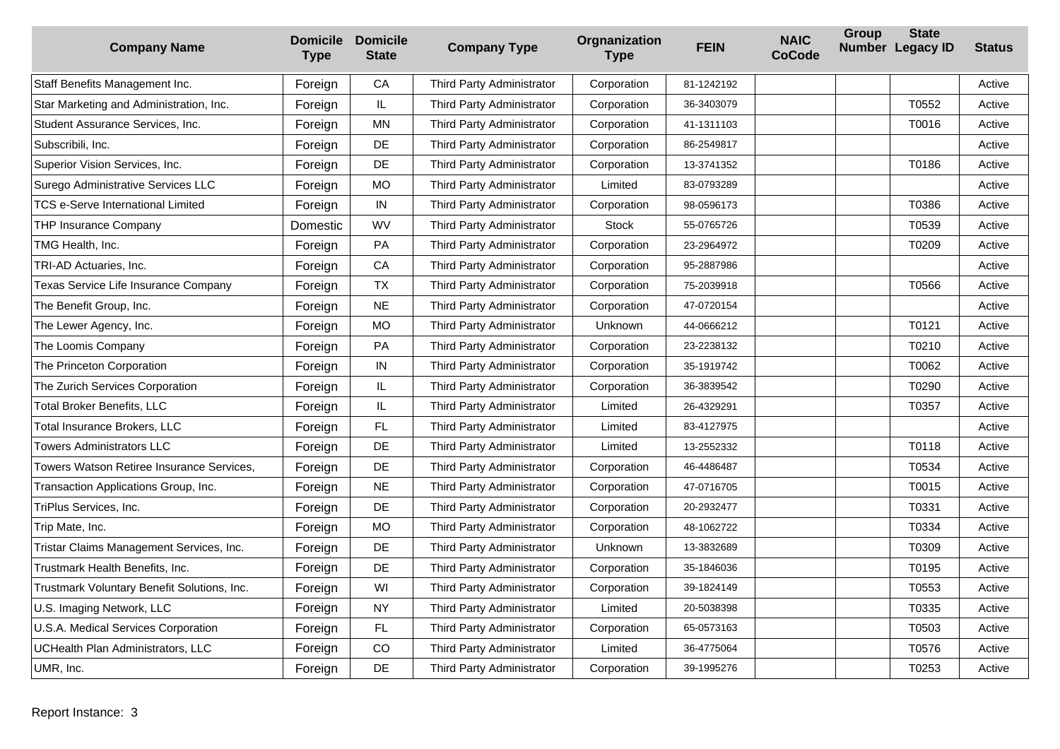| Company Name | Domicile Type | Domicile State | Company Type | Orgnanization Type | FEIN | NAIC CoCode | Group Number | State Legacy ID | Status |
|---|---|---|---|---|---|---|---|---|---|
| Staff Benefits Management Inc. | Foreign | CA | Third Party Administrator | Corporation | 81-1242192 | | | | Active |
| Star Marketing and Administration, Inc. | Foreign | IL | Third Party Administrator | Corporation | 36-3403079 | | | T0552 | Active |
| Student Assurance Services, Inc. | Foreign | MN | Third Party Administrator | Corporation | 41-1311103 | | | T0016 | Active |
| Subscribili, Inc. | Foreign | DE | Third Party Administrator | Corporation | 86-2549817 | | | | Active |
| Superior Vision Services, Inc. | Foreign | DE | Third Party Administrator | Corporation | 13-3741352 | | | T0186 | Active |
| Surego Administrative Services LLC | Foreign | MO | Third Party Administrator | Limited | 83-0793289 | | | | Active |
| TCS e-Serve International Limited | Foreign | IN | Third Party Administrator | Corporation | 98-0596173 | | | T0386 | Active |
| THP Insurance Company | Domestic | WV | Third Party Administrator | Stock | 55-0765726 | | | T0539 | Active |
| TMG Health, Inc. | Foreign | PA | Third Party Administrator | Corporation | 23-2964972 | | | T0209 | Active |
| TRI-AD Actuaries, Inc. | Foreign | CA | Third Party Administrator | Corporation | 95-2887986 | | | | Active |
| Texas Service Life Insurance Company | Foreign | TX | Third Party Administrator | Corporation | 75-2039918 | | | T0566 | Active |
| The Benefit Group, Inc. | Foreign | NE | Third Party Administrator | Corporation | 47-0720154 | | | | Active |
| The Lewer Agency, Inc. | Foreign | MO | Third Party Administrator | Unknown | 44-0666212 | | | T0121 | Active |
| The Loomis Company | Foreign | PA | Third Party Administrator | Corporation | 23-2238132 | | | T0210 | Active |
| The Princeton Corporation | Foreign | IN | Third Party Administrator | Corporation | 35-1919742 | | | T0062 | Active |
| The Zurich Services Corporation | Foreign | IL | Third Party Administrator | Corporation | 36-3839542 | | | T0290 | Active |
| Total Broker Benefits, LLC | Foreign | IL | Third Party Administrator | Limited | 26-4329291 | | | T0357 | Active |
| Total Insurance Brokers, LLC | Foreign | FL | Third Party Administrator | Limited | 83-4127975 | | | | Active |
| Towers Administrators LLC | Foreign | DE | Third Party Administrator | Limited | 13-2552332 | | | T0118 | Active |
| Towers Watson Retiree Insurance Services, | Foreign | DE | Third Party Administrator | Corporation | 46-4486487 | | | T0534 | Active |
| Transaction Applications Group, Inc. | Foreign | NE | Third Party Administrator | Corporation | 47-0716705 | | | T0015 | Active |
| TriPlus Services, Inc. | Foreign | DE | Third Party Administrator | Corporation | 20-2932477 | | | T0331 | Active |
| Trip Mate, Inc. | Foreign | MO | Third Party Administrator | Corporation | 48-1062722 | | | T0334 | Active |
| Tristar Claims Management Services, Inc. | Foreign | DE | Third Party Administrator | Unknown | 13-3832689 | | | T0309 | Active |
| Trustmark Health Benefits, Inc. | Foreign | DE | Third Party Administrator | Corporation | 35-1846036 | | | T0195 | Active |
| Trustmark Voluntary Benefit Solutions, Inc. | Foreign | WI | Third Party Administrator | Corporation | 39-1824149 | | | T0553 | Active |
| U.S. Imaging Network, LLC | Foreign | NY | Third Party Administrator | Limited | 20-5038398 | | | T0335 | Active |
| U.S.A. Medical Services Corporation | Foreign | FL | Third Party Administrator | Corporation | 65-0573163 | | | T0503 | Active |
| UCHealth Plan Administrators, LLC | Foreign | CO | Third Party Administrator | Limited | 36-4775064 | | | T0576 | Active |
| UMR, Inc. | Foreign | DE | Third Party Administrator | Corporation | 39-1995276 | | | T0253 | Active |

Report Instance: 3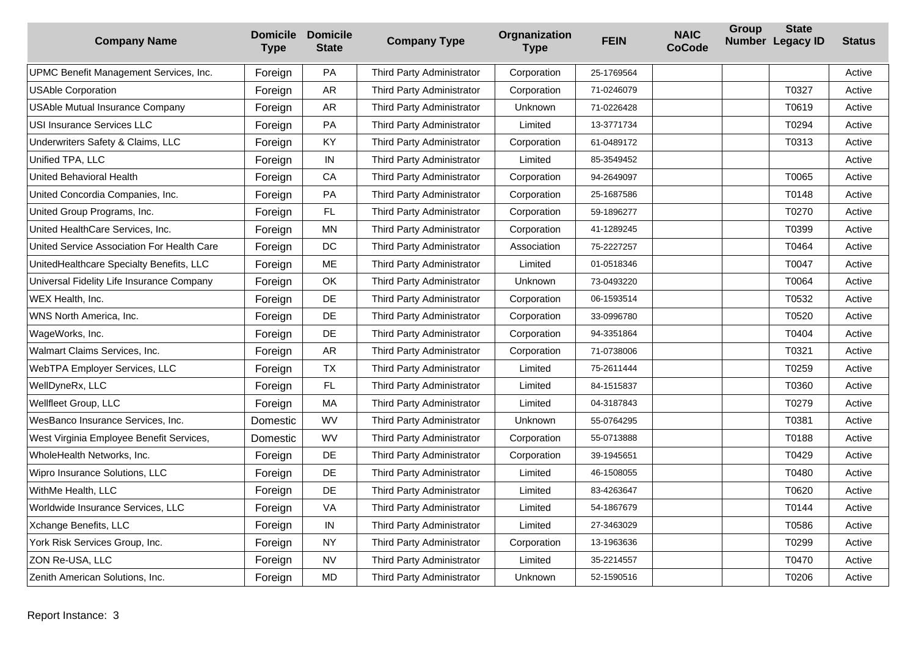| Company Name | Domicile Type | Domicile State | Company Type | Orgnanization Type | FEIN | NAIC CoCode | Group Number | State Legacy ID | Status |
|---|---|---|---|---|---|---|---|---|---|
| UPMC Benefit Management Services, Inc. | Foreign | PA | Third Party Administrator | Corporation | 25-1769564 | | | | Active |
| USAble Corporation | Foreign | AR | Third Party Administrator | Corporation | 71-0246079 | | | T0327 | Active |
| USAble Mutual Insurance Company | Foreign | AR | Third Party Administrator | Unknown | 71-0226428 | | | T0619 | Active |
| USI Insurance Services LLC | Foreign | PA | Third Party Administrator | Limited | 13-3771734 | | | T0294 | Active |
| Underwriters Safety & Claims, LLC | Foreign | KY | Third Party Administrator | Corporation | 61-0489172 | | | T0313 | Active |
| Unified TPA, LLC | Foreign | IN | Third Party Administrator | Limited | 85-3549452 | | | | Active |
| United Behavioral Health | Foreign | CA | Third Party Administrator | Corporation | 94-2649097 | | | T0065 | Active |
| United Concordia Companies, Inc. | Foreign | PA | Third Party Administrator | Corporation | 25-1687586 | | | T0148 | Active |
| United Group Programs, Inc. | Foreign | FL | Third Party Administrator | Corporation | 59-1896277 | | | T0270 | Active |
| United HealthCare Services, Inc. | Foreign | MN | Third Party Administrator | Corporation | 41-1289245 | | | T0399 | Active |
| United Service Association For Health Care | Foreign | DC | Third Party Administrator | Association | 75-2227257 | | | T0464 | Active |
| UnitedHealthcare Specialty Benefits, LLC | Foreign | ME | Third Party Administrator | Limited | 01-0518346 | | | T0047 | Active |
| Universal Fidelity Life Insurance Company | Foreign | OK | Third Party Administrator | Unknown | 73-0493220 | | | T0064 | Active |
| WEX Health, Inc. | Foreign | DE | Third Party Administrator | Corporation | 06-1593514 | | | T0532 | Active |
| WNS North America, Inc. | Foreign | DE | Third Party Administrator | Corporation | 33-0996780 | | | T0520 | Active |
| WageWorks, Inc. | Foreign | DE | Third Party Administrator | Corporation | 94-3351864 | | | T0404 | Active |
| Walmart Claims Services, Inc. | Foreign | AR | Third Party Administrator | Corporation | 71-0738006 | | | T0321 | Active |
| WebTPA Employer Services, LLC | Foreign | TX | Third Party Administrator | Limited | 75-2611444 | | | T0259 | Active |
| WellDyneRx, LLC | Foreign | FL | Third Party Administrator | Limited | 84-1515837 | | | T0360 | Active |
| Wellfleet Group, LLC | Foreign | MA | Third Party Administrator | Limited | 04-3187843 | | | T0279 | Active |
| WesBanco Insurance Services, Inc. | Domestic | WV | Third Party Administrator | Unknown | 55-0764295 | | | T0381 | Active |
| West Virginia Employee Benefit Services, | Domestic | WV | Third Party Administrator | Corporation | 55-0713888 | | | T0188 | Active |
| WholeHealth Networks, Inc. | Foreign | DE | Third Party Administrator | Corporation | 39-1945651 | | | T0429 | Active |
| Wipro Insurance Solutions, LLC | Foreign | DE | Third Party Administrator | Limited | 46-1508055 | | | T0480 | Active |
| WithMe Health, LLC | Foreign | DE | Third Party Administrator | Limited | 83-4263647 | | | T0620 | Active |
| Worldwide Insurance Services, LLC | Foreign | VA | Third Party Administrator | Limited | 54-1867679 | | | T0144 | Active |
| Xchange Benefits, LLC | Foreign | IN | Third Party Administrator | Limited | 27-3463029 | | | T0586 | Active |
| York Risk Services Group, Inc. | Foreign | NY | Third Party Administrator | Corporation | 13-1963636 | | | T0299 | Active |
| ZON Re-USA, LLC | Foreign | NV | Third Party Administrator | Limited | 35-2214557 | | | T0470 | Active |
| Zenith American Solutions, Inc. | Foreign | MD | Third Party Administrator | Unknown | 52-1590516 | | | T0206 | Active |

Report Instance: 3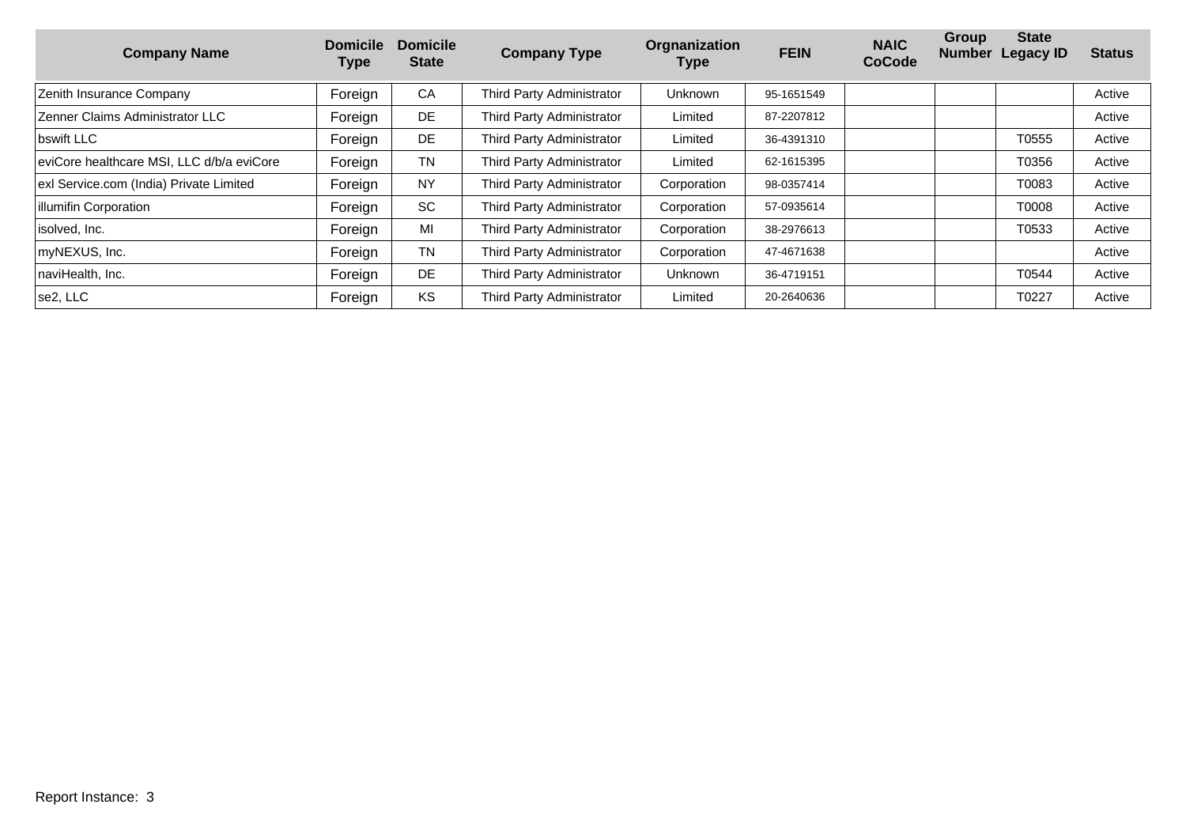| Company Name | Domicile Type | Domicile State | Company Type | Orgnanization Type | FEIN | NAIC CoCode | Group Number | State Legacy ID | Status |
|---|---|---|---|---|---|---|---|---|---|
| Zenith Insurance Company | Foreign | CA | Third Party Administrator | Unknown | 95-1651549 | | | | Active |
| Zenner Claims Administrator LLC | Foreign | DE | Third Party Administrator | Limited | 87-2207812 | | | | Active |
| bswift LLC | Foreign | DE | Third Party Administrator | Limited | 36-4391310 | | | T0555 | Active |
| eviCore healthcare MSI, LLC d/b/a eviCore | Foreign | TN | Third Party Administrator | Limited | 62-1615395 | | | T0356 | Active |
| exl Service.com (India) Private Limited | Foreign | NY | Third Party Administrator | Corporation | 98-0357414 | | | T0083 | Active |
| illumifin Corporation | Foreign | SC | Third Party Administrator | Corporation | 57-0935614 | | | T0008 | Active |
| isolved, Inc. | Foreign | MI | Third Party Administrator | Corporation | 38-2976613 | | | T0533 | Active |
| myNEXUS, Inc. | Foreign | TN | Third Party Administrator | Corporation | 47-4671638 | | | | Active |
| naviHealth, Inc. | Foreign | DE | Third Party Administrator | Unknown | 36-4719151 | | | T0544 | Active |
| se2, LLC | Foreign | KS | Third Party Administrator | Limited | 20-2640636 | | | T0227 | Active |

Report Instance: 3